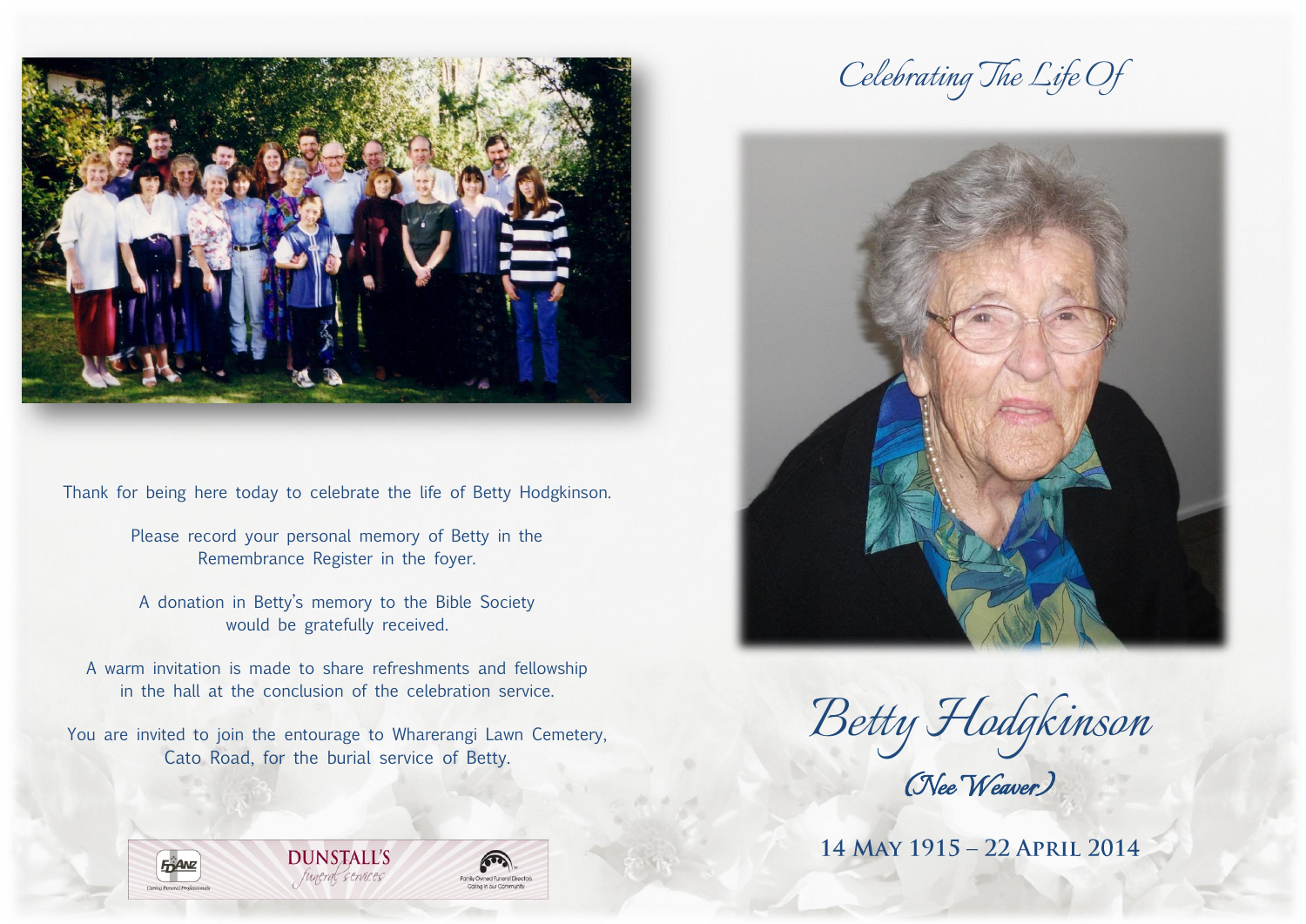Thank for being here today to celebrate the life of Betty Hodgkinson.

Please record your personal memory of Betty in the Remembrance Register in the foyer.

A donation in Betty's memory to the Bible Society would be gratefully received.

A warm invitation is made to share refreshments and fellowship in the hall at the conclusion of the celebration service.

You are invited to join the entourage to Wharerangi Lawn Cemetery, Cato Road, for the burial service of Betty.

FDANZ Caring Funeral Professionals

DUNSTALL'S *funeral services*

Family Owned Funeral Directors Caring in our Community

*Celebrating The Life Of*

# *Betty Hodgkinson*

*(Nee Weaver)*

## 14 May 1915 – 22 April 2014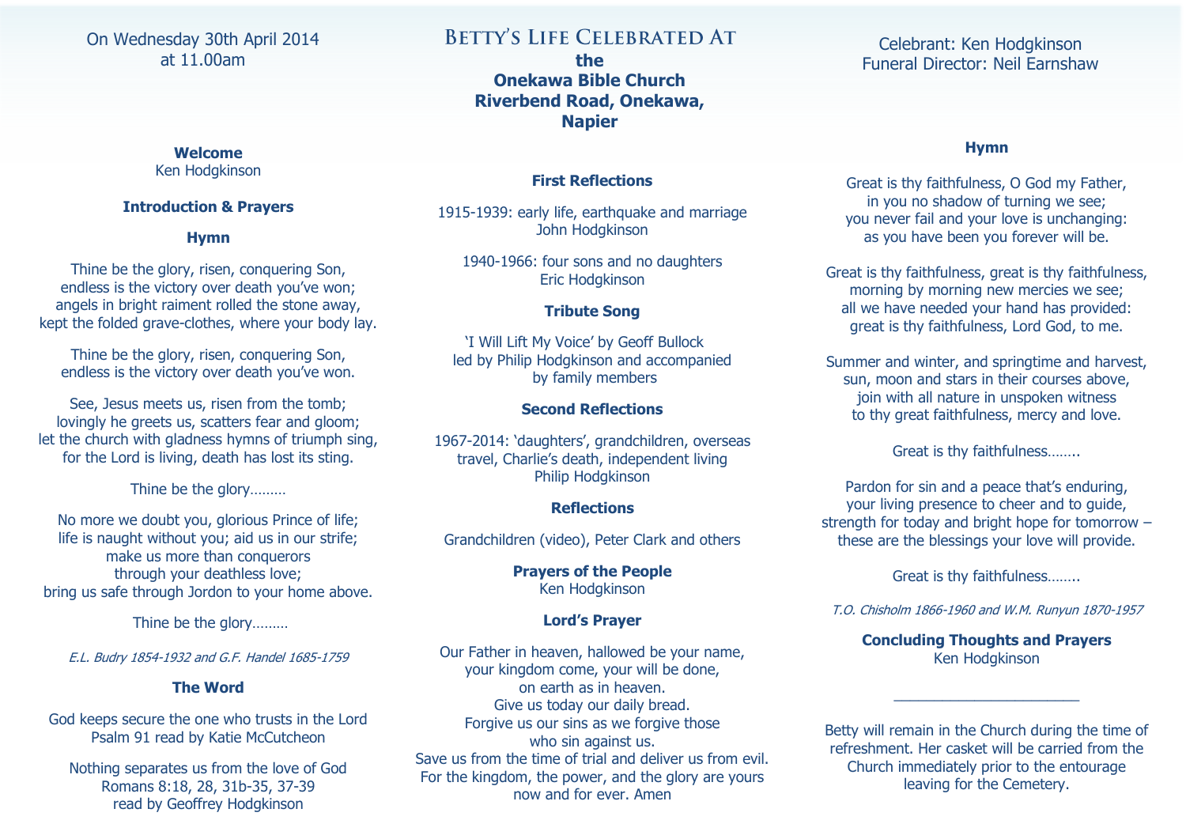On Wednesday 30th April 2014
at 11.00am

**Welcome**
Ken Hodgkinson

**Introduction & Prayers**

**Hymn**

Thine be the glory, risen, conquering Son,
endless is the victory over death you've won;
angels in bright raiment rolled the stone away,
kept the folded grave-clothes, where your body lay.

Thine be the glory, risen, conquering Son,
endless is the victory over death you've won.

See, Jesus meets us, risen from the tomb;
lovingly he greets us, scatters fear and gloom;
let the church with gladness hymns of triumph sing,
for the Lord is living, death has lost its sting.

Thine be the glory………

No more we doubt you, glorious Prince of life;
life is naught without you; aid us in our strife;
make us more than conquerors
through your deathless love;
bring us safe through Jordon to your home above.

Thine be the glory………

*E.L. Budry 1854-1932 and G.F. Handel 1685-1759*

**The Word**

God keeps secure the one who trusts in the Lord
Psalm 91 read by Katie McCutcheon

Nothing separates us from the love of God
Romans 8:18, 28, 31b-35, 37-39
read by Geoffrey Hodgkinson

# Betty's Life Celebrated At

## the Onekawa Bible Church Riverbend Road, Onekawa, Napier

**First Reflections**

1915-1939: early life, earthquake and marriage
John Hodgkinson

1940-1966: four sons and no daughters
Eric Hodgkinson

**Tribute Song**

'I Will Lift My Voice' by Geoff Bullock
led by Philip Hodgkinson and accompanied
by family members

**Second Reflections**

1967-2014: 'daughters', grandchildren, overseas
travel, Charlie's death, independent living
Philip Hodgkinson

**Reflections**

Grandchildren (video), Peter Clark and others

**Prayers of the People**
Ken Hodgkinson

**Lord's Prayer**

Our Father in heaven, hallowed be your name,
your kingdom come, your will be done,
on earth as in heaven.
Give us today our daily bread.
Forgive us our sins as we forgive those
who sin against us.
Save us from the time of trial and deliver us from evil.
For the kingdom, the power, and the glory are yours
now and for ever. Amen

Celebrant: Ken Hodgkinson
Funeral Director: Neil Earnshaw

**Hymn**

Great is thy faithfulness, O God my Father,
in you no shadow of turning we see;
you never fail and your love is unchanging:
as you have been you forever will be.

Great is thy faithfulness, great is thy faithfulness,
morning by morning new mercies we see;
all we have needed your hand has provided:
great is thy faithfulness, Lord God, to me.

Summer and winter, and springtime and harvest,
sun, moon and stars in their courses above,
join with all nature in unspoken witness
to thy great faithfulness, mercy and love.

Great is thy faithfulness……..

Pardon for sin and a peace that's enduring,
your living presence to cheer and to guide,
strength for today and bright hope for tomorrow –
these are the blessings your love will provide.

Great is thy faithfulness……..

*T.O. Chisholm 1866-1960 and W.M. Runyun 1870-1957*

**Concluding Thoughts and Prayers**
Ken Hodgkinson

---

Betty will remain in the Church during the time of refreshment. Her casket will be carried from the Church immediately prior to the entourage leaving for the Cemetery.